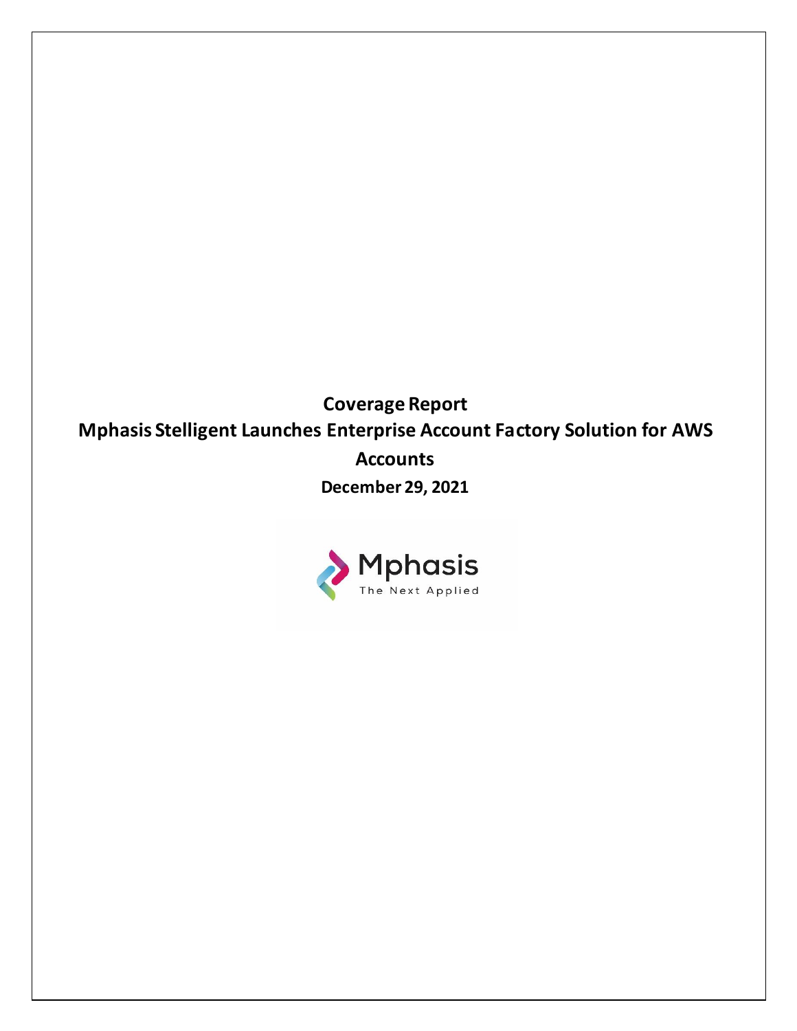# Coverage Report

# Mphasis Stelligent Launches Enterprise Account Factory Solution for AWS Accounts

**December 29, 2021**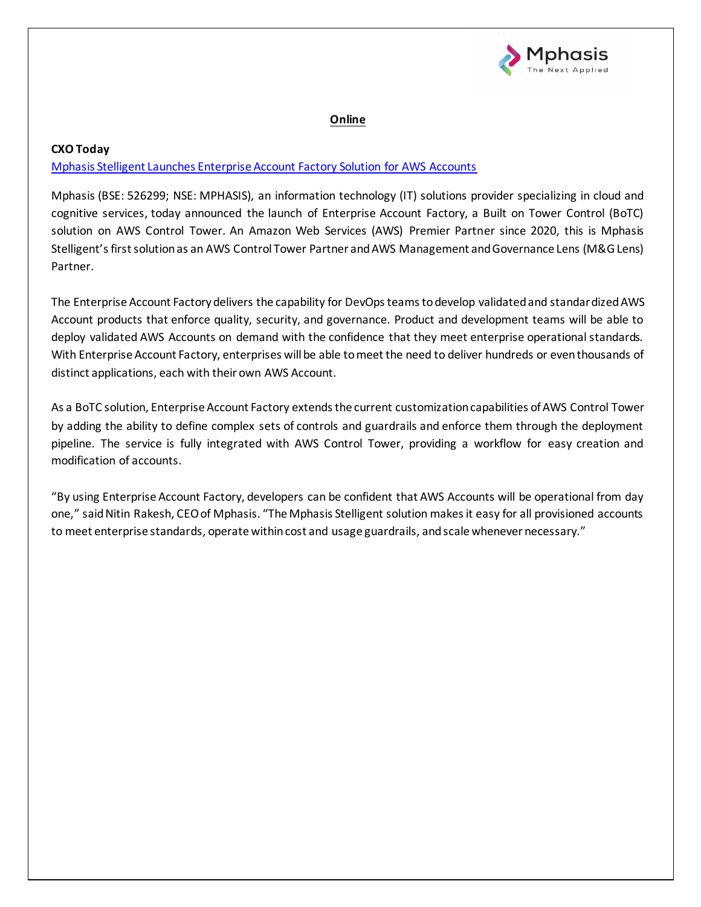## Online

**CXO Today**

[Mphasis Stelligent Launches Enterprise Account Factory Solution for AWS Accounts]

Mphasis (BSE: 526299; NSE: MPHASIS), an information technology (IT) solutions provider specializing in cloud and cognitive services, today announced the launch of Enterprise Account Factory, a Built on Tower Control (BoTC) solution on AWS Control Tower. An Amazon Web Services (AWS) Premier Partner since 2020, this is Mphasis Stelligent's first solution as an AWS Control Tower Partner and AWS Management and Governance Lens (M&G Lens) Partner.

The Enterprise Account Factory delivers the capability for DevOps teams to develop validated and standardized AWS Account products that enforce quality, security, and governance. Product and development teams will be able to deploy validated AWS Accounts on demand with the confidence that they meet enterprise operational standards. With Enterprise Account Factory, enterprises will be able to meet the need to deliver hundreds or even thousands of distinct applications, each with their own AWS Account.

As a BoTC solution, Enterprise Account Factory extends the current customization capabilities of AWS Control Tower by adding the ability to define complex sets of controls and guardrails and enforce them through the deployment pipeline. The service is fully integrated with AWS Control Tower, providing a workflow for easy creation and modification of accounts.

"By using Enterprise Account Factory, developers can be confident that AWS Accounts will be operational from day one," said Nitin Rakesh, CEO of Mphasis. "The Mphasis Stelligent solution makes it easy for all provisioned accounts to meet enterprise standards, operate within cost and usage guardrails, and scale whenever necessary."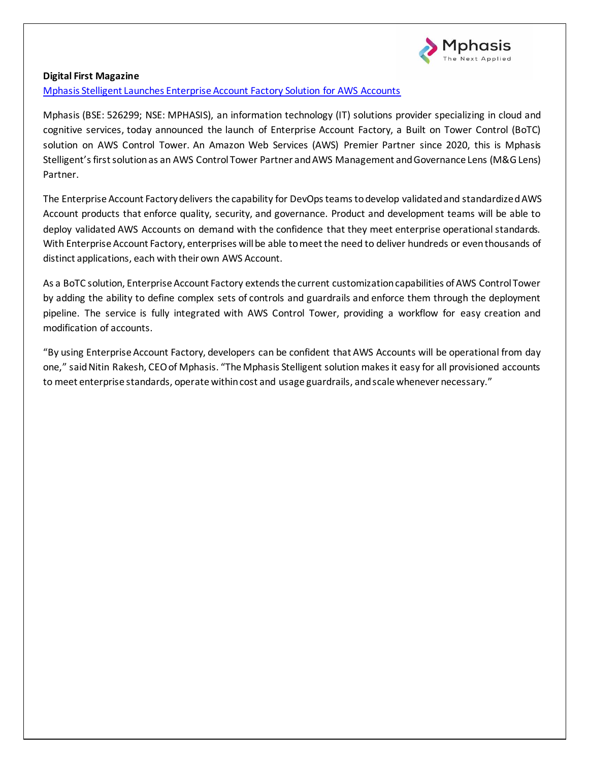**Digital First Magazine**

[Mphasis Stelligent Launches Enterprise Account Factory Solution for AWS Accounts]()

Mphasis (BSE: 526299; NSE: MPHASIS), an information technology (IT) solutions provider specializing in cloud and cognitive services, today announced the launch of Enterprise Account Factory, a Built on Tower Control (BoTC) solution on AWS Control Tower. An Amazon Web Services (AWS) Premier Partner since 2020, this is Mphasis Stelligent's first solution as an AWS Control Tower Partner and AWS Management and Governance Lens (M&G Lens) Partner.

The Enterprise Account Factory delivers the capability for DevOps teams to develop validated and standardized AWS Account products that enforce quality, security, and governance. Product and development teams will be able to deploy validated AWS Accounts on demand with the confidence that they meet enterprise operational standards. With Enterprise Account Factory, enterprises will be able to meet the need to deliver hundreds or even thousands of distinct applications, each with their own AWS Account.

As a BoTC solution, Enterprise Account Factory extends the current customization capabilities of AWS Control Tower by adding the ability to define complex sets of controls and guardrails and enforce them through the deployment pipeline. The service is fully integrated with AWS Control Tower, providing a workflow for easy creation and modification of accounts.

"By using Enterprise Account Factory, developers can be confident that AWS Accounts will be operational from day one," said Nitin Rakesh, CEO of Mphasis. "The Mphasis Stelligent solution makes it easy for all provisioned accounts to meet enterprise standards, operate within cost and usage guardrails, and scale whenever necessary."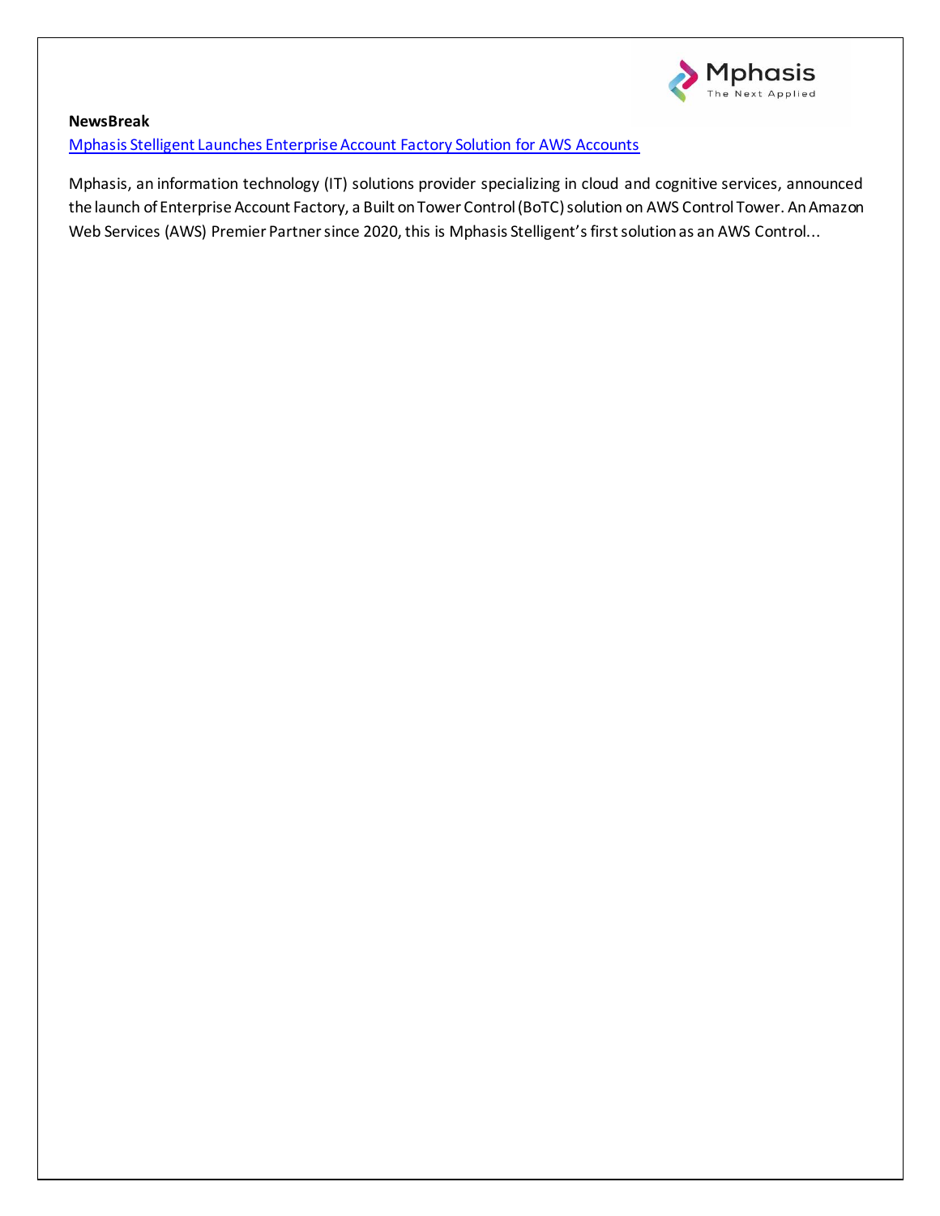**NewsBreak**

Mphasis Stelligent Launches Enterprise Account Factory Solution for AWS Accounts

Mphasis, an information technology (IT) solutions provider specializing in cloud and cognitive services, announced the launch of Enterprise Account Factory, a Built on Tower Control (BoTC) solution on AWS Control Tower. An Amazon Web Services (AWS) Premier Partner since 2020, this is Mphasis Stelligent's first solution as an AWS Control...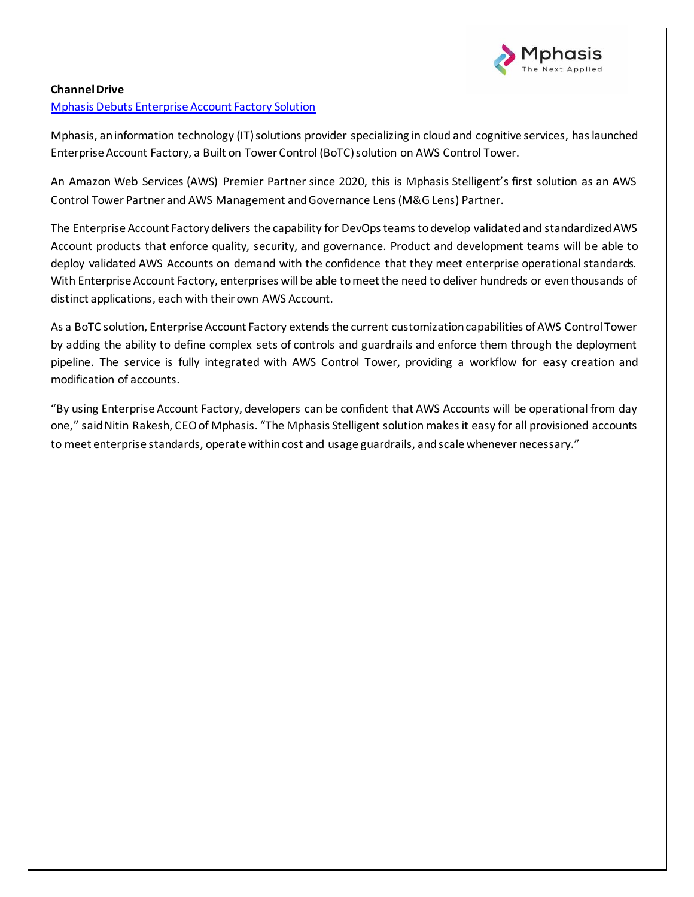**Channel Drive**

Mphasis Debuts Enterprise Account Factory Solution

Mphasis, an information technology (IT) solutions provider specializing in cloud and cognitive services, has launched Enterprise Account Factory, a Built on Tower Control (BoTC) solution on AWS Control Tower.

An Amazon Web Services (AWS) Premier Partner since 2020, this is Mphasis Stelligent's first solution as an AWS Control Tower Partner and AWS Management and Governance Lens (M&G Lens) Partner.

The Enterprise Account Factory delivers the capability for DevOps teams to develop validated and standardized AWS Account products that enforce quality, security, and governance. Product and development teams will be able to deploy validated AWS Accounts on demand with the confidence that they meet enterprise operational standards. With Enterprise Account Factory, enterprises will be able to meet the need to deliver hundreds or even thousands of distinct applications, each with their own AWS Account.

As a BoTC solution, Enterprise Account Factory extends the current customization capabilities of AWS Control Tower by adding the ability to define complex sets of controls and guardrails and enforce them through the deployment pipeline. The service is fully integrated with AWS Control Tower, providing a workflow for easy creation and modification of accounts.

"By using Enterprise Account Factory, developers can be confident that AWS Accounts will be operational from day one," said Nitin Rakesh, CEO of Mphasis. "The Mphasis Stelligent solution makes it easy for all provisioned accounts to meet enterprise standards, operate within cost and usage guardrails, and scale whenever necessary."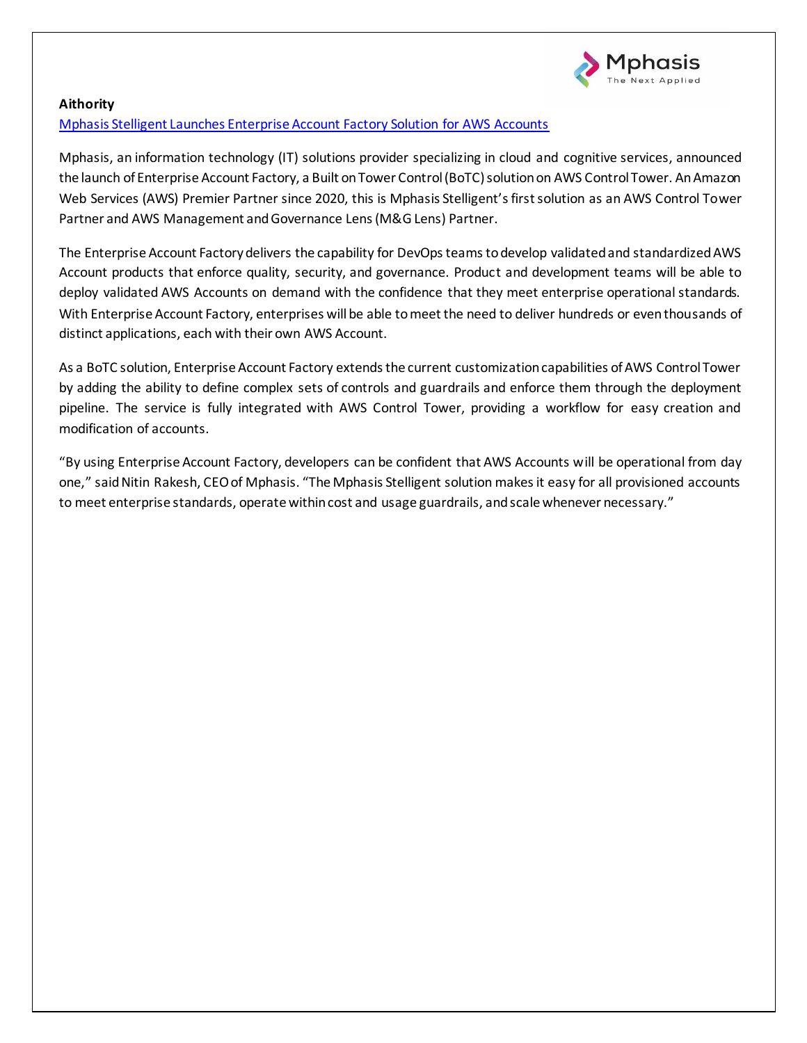**Aithority**

[Mphasis Stelligent Launches Enterprise Account Factory Solution for AWS Accounts]

Mphasis, an information technology (IT) solutions provider specializing in cloud and cognitive services, announced the launch of Enterprise Account Factory, a Built on Tower Control (BoTC) solution on AWS Control Tower. An Amazon Web Services (AWS) Premier Partner since 2020, this is Mphasis Stelligent's first solution as an AWS Control Tower Partner and AWS Management and Governance Lens (M&G Lens) Partner.

The Enterprise Account Factory delivers the capability for DevOps teams to develop validated and standardized AWS Account products that enforce quality, security, and governance. Product and development teams will be able to deploy validated AWS Accounts on demand with the confidence that they meet enterprise operational standards. With Enterprise Account Factory, enterprises will be able to meet the need to deliver hundreds or even thousands of distinct applications, each with their own AWS Account.

As a BoTC solution, Enterprise Account Factory extends the current customization capabilities of AWS Control Tower by adding the ability to define complex sets of controls and guardrails and enforce them through the deployment pipeline. The service is fully integrated with AWS Control Tower, providing a workflow for easy creation and modification of accounts.

"By using Enterprise Account Factory, developers can be confident that AWS Accounts will be operational from day one," said Nitin Rakesh, CEO of Mphasis. "The Mphasis Stelligent solution makes it easy for all provisioned accounts to meet enterprise standards, operate within cost and usage guardrails, and scale whenever necessary."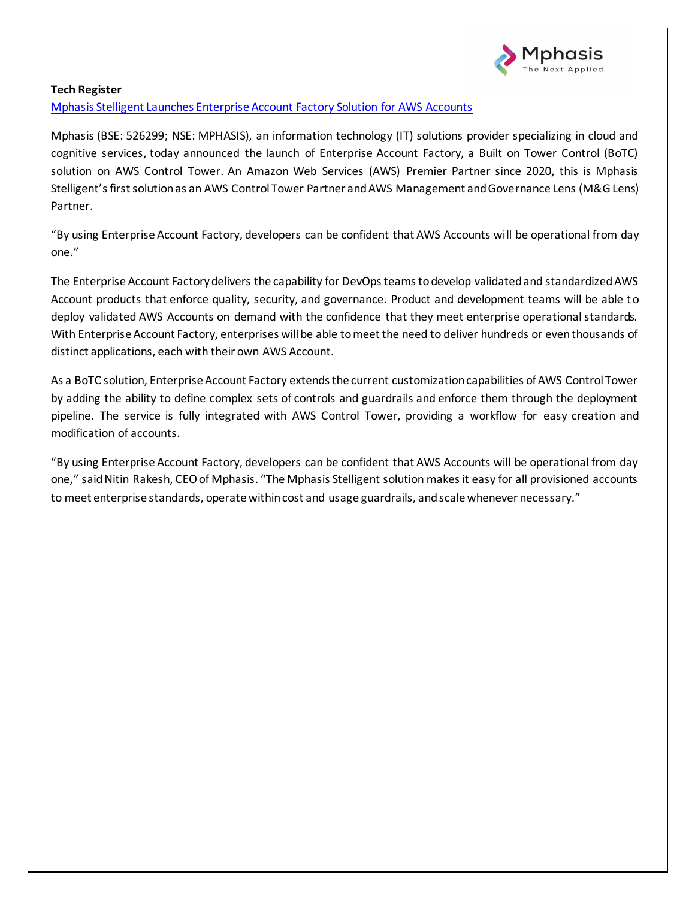**Tech Register**

[Mphasis Stelligent Launches Enterprise Account Factory Solution for AWS Accounts]

Mphasis (BSE: 526299; NSE: MPHASIS), an information technology (IT) solutions provider specializing in cloud and cognitive services, today announced the launch of Enterprise Account Factory, a Built on Tower Control (BoTC) solution on AWS Control Tower. An Amazon Web Services (AWS) Premier Partner since 2020, this is Mphasis Stelligent's first solution as an AWS Control Tower Partner and AWS Management and Governance Lens (M&G Lens) Partner.

"By using Enterprise Account Factory, developers can be confident that AWS Accounts will be operational from day one."

The Enterprise Account Factory delivers the capability for DevOps teams to develop validated and standardized AWS Account products that enforce quality, security, and governance. Product and development teams will be able to deploy validated AWS Accounts on demand with the confidence that they meet enterprise operational standards. With Enterprise Account Factory, enterprises will be able to meet the need to deliver hundreds or even thousands of distinct applications, each with their own AWS Account.

As a BoTC solution, Enterprise Account Factory extends the current customization capabilities of AWS Control Tower by adding the ability to define complex sets of controls and guardrails and enforce them through the deployment pipeline. The service is fully integrated with AWS Control Tower, providing a workflow for easy creation and modification of accounts.

"By using Enterprise Account Factory, developers can be confident that AWS Accounts will be operational from day one," said Nitin Rakesh, CEO of Mphasis. "The Mphasis Stelligent solution makes it easy for all provisioned accounts to meet enterprise standards, operate within cost and usage guardrails, and scale whenever necessary."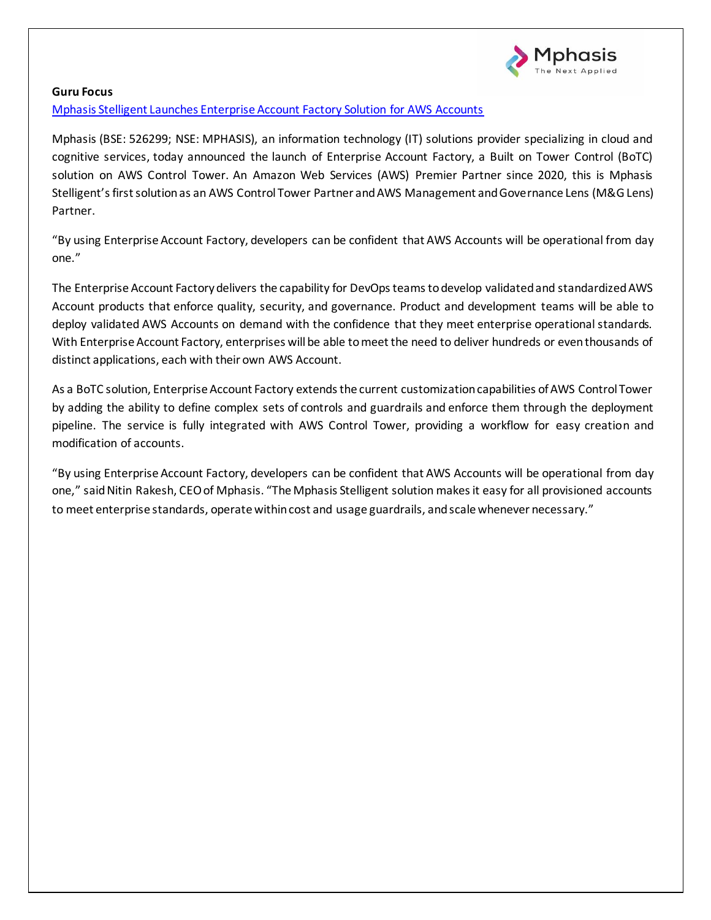**Guru Focus**

[Mphasis Stelligent Launches Enterprise Account Factory Solution for AWS Accounts]()

Mphasis (BSE: 526299; NSE: MPHASIS), an information technology (IT) solutions provider specializing in cloud and cognitive services, today announced the launch of Enterprise Account Factory, a Built on Tower Control (BoTC) solution on AWS Control Tower. An Amazon Web Services (AWS) Premier Partner since 2020, this is Mphasis Stelligent's first solution as an AWS Control Tower Partner and AWS Management and Governance Lens (M&G Lens) Partner.

"By using Enterprise Account Factory, developers can be confident that AWS Accounts will be operational from day one."

The Enterprise Account Factory delivers the capability for DevOps teams to develop validated and standardized AWS Account products that enforce quality, security, and governance. Product and development teams will be able to deploy validated AWS Accounts on demand with the confidence that they meet enterprise operational standards. With Enterprise Account Factory, enterprises will be able to meet the need to deliver hundreds or even thousands of distinct applications, each with their own AWS Account.

As a BoTC solution, Enterprise Account Factory extends the current customization capabilities of AWS Control Tower by adding the ability to define complex sets of controls and guardrails and enforce them through the deployment pipeline. The service is fully integrated with AWS Control Tower, providing a workflow for easy creation and modification of accounts.

"By using Enterprise Account Factory, developers can be confident that AWS Accounts will be operational from day one," said Nitin Rakesh, CEO of Mphasis. "The Mphasis Stelligent solution makes it easy for all provisioned accounts to meet enterprise standards, operate within cost and usage guardrails, and scale whenever necessary."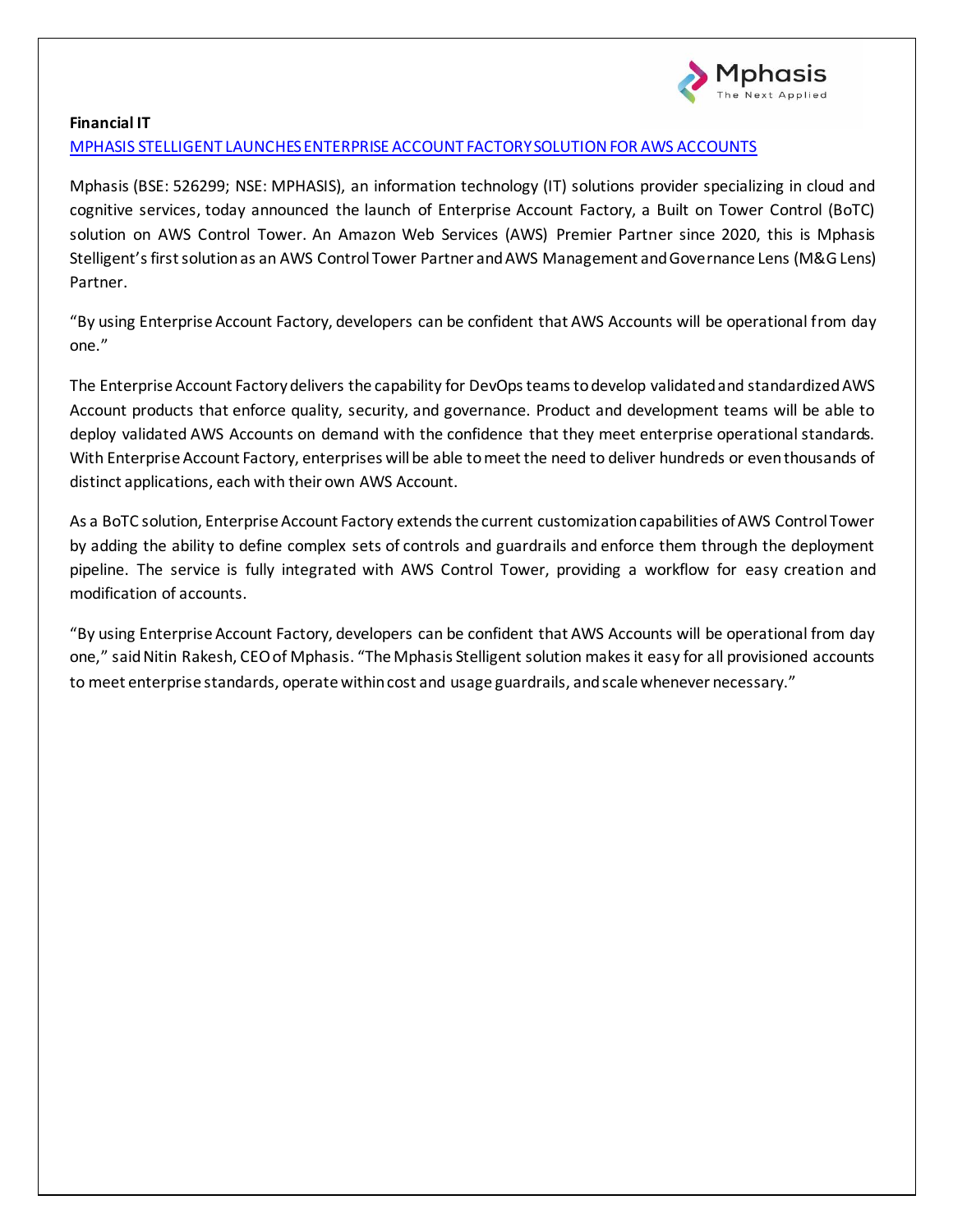**Financial IT**

[MPHASIS STELLIGENT LAUNCHES ENTERPRISE ACCOUNT FACTORY SOLUTION FOR AWS ACCOUNTS]()

Mphasis (BSE: 526299; NSE: MPHASIS), an information technology (IT) solutions provider specializing in cloud and cognitive services, today announced the launch of Enterprise Account Factory, a Built on Tower Control (BoTC) solution on AWS Control Tower. An Amazon Web Services (AWS) Premier Partner since 2020, this is Mphasis Stelligent's first solution as an AWS Control Tower Partner and AWS Management and Governance Lens (M&G Lens) Partner.

"By using Enterprise Account Factory, developers can be confident that AWS Accounts will be operational from day one."

The Enterprise Account Factory delivers the capability for DevOps teams to develop validated and standardized AWS Account products that enforce quality, security, and governance. Product and development teams will be able to deploy validated AWS Accounts on demand with the confidence that they meet enterprise operational standards. With Enterprise Account Factory, enterprises will be able to meet the need to deliver hundreds or even thousands of distinct applications, each with their own AWS Account.

As a BoTC solution, Enterprise Account Factory extends the current customization capabilities of AWS Control Tower by adding the ability to define complex sets of controls and guardrails and enforce them through the deployment pipeline. The service is fully integrated with AWS Control Tower, providing a workflow for easy creation and modification of accounts.

"By using Enterprise Account Factory, developers can be confident that AWS Accounts will be operational from day one," said Nitin Rakesh, CEO of Mphasis. "The Mphasis Stelligent solution makes it easy for all provisioned accounts to meet enterprise standards, operate within cost and usage guardrails, and scale whenever necessary."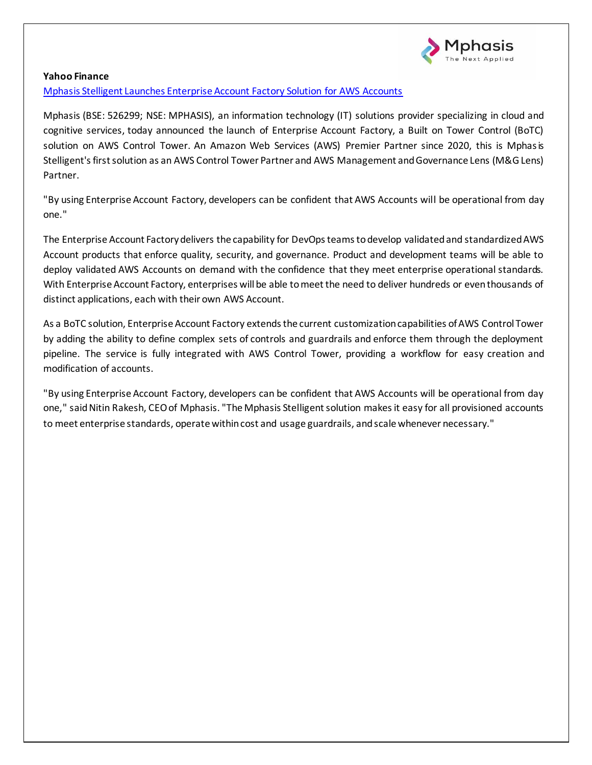**Yahoo Finance**

[Mphasis Stelligent Launches Enterprise Account Factory Solution for AWS Accounts]

Mphasis (BSE: 526299; NSE: MPHASIS), an information technology (IT) solutions provider specializing in cloud and cognitive services, today announced the launch of Enterprise Account Factory, a Built on Tower Control (BoTC) solution on AWS Control Tower. An Amazon Web Services (AWS) Premier Partner since 2020, this is Mphasis Stelligent's first solution as an AWS Control Tower Partner and AWS Management and Governance Lens (M&G Lens) Partner.

"By using Enterprise Account Factory, developers can be confident that AWS Accounts will be operational from day one."

The Enterprise Account Factory delivers the capability for DevOps teams to develop validated and standardized AWS Account products that enforce quality, security, and governance. Product and development teams will be able to deploy validated AWS Accounts on demand with the confidence that they meet enterprise operational standards. With Enterprise Account Factory, enterprises will be able to meet the need to deliver hundreds or even thousands of distinct applications, each with their own AWS Account.

As a BoTC solution, Enterprise Account Factory extends the current customization capabilities of AWS Control Tower by adding the ability to define complex sets of controls and guardrails and enforce them through the deployment pipeline. The service is fully integrated with AWS Control Tower, providing a workflow for easy creation and modification of accounts.

"By using Enterprise Account Factory, developers can be confident that AWS Accounts will be operational from day one," said Nitin Rakesh, CEO of Mphasis. "The Mphasis Stelligent solution makes it easy for all provisioned accounts to meet enterprise standards, operate within cost and usage guardrails, and scale whenever necessary."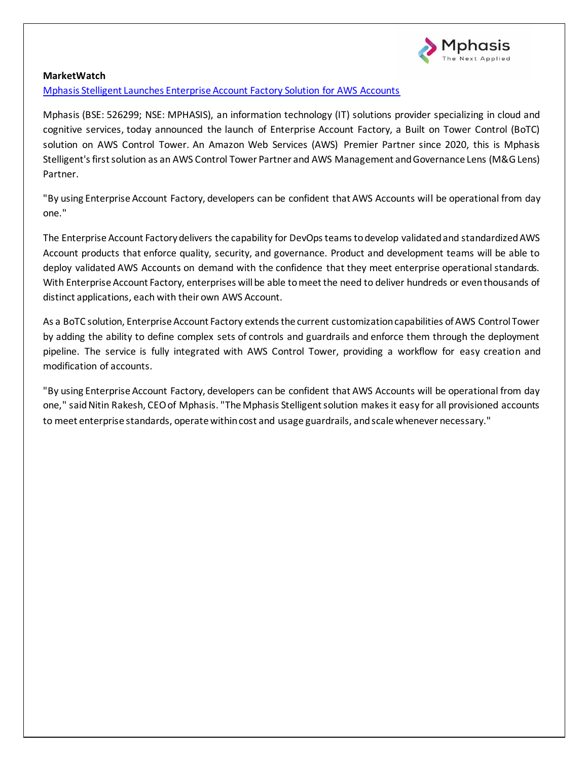**MarketWatch**

[Mphasis Stelligent Launches Enterprise Account Factory Solution for AWS Accounts]()

Mphasis (BSE: 526299; NSE: MPHASIS), an information technology (IT) solutions provider specializing in cloud and cognitive services, today announced the launch of Enterprise Account Factory, a Built on Tower Control (BoTC) solution on AWS Control Tower. An Amazon Web Services (AWS) Premier Partner since 2020, this is Mphasis Stelligent's first solution as an AWS Control Tower Partner and AWS Management and Governance Lens (M&G Lens) Partner.

"By using Enterprise Account Factory, developers can be confident that AWS Accounts will be operational from day one."

The Enterprise Account Factory delivers the capability for DevOps teams to develop validated and standardized AWS Account products that enforce quality, security, and governance. Product and development teams will be able to deploy validated AWS Accounts on demand with the confidence that they meet enterprise operational standards. With Enterprise Account Factory, enterprises will be able to meet the need to deliver hundreds or even thousands of distinct applications, each with their own AWS Account.

As a BoTC solution, Enterprise Account Factory extends the current customization capabilities of AWS Control Tower by adding the ability to define complex sets of controls and guardrails and enforce them through the deployment pipeline. The service is fully integrated with AWS Control Tower, providing a workflow for easy creation and modification of accounts.

"By using Enterprise Account Factory, developers can be confident that AWS Accounts will be operational from day one," said Nitin Rakesh, CEO of Mphasis. "The Mphasis Stelligent solution makes it easy for all provisioned accounts to meet enterprise standards, operate within cost and usage guardrails, and scale whenever necessary."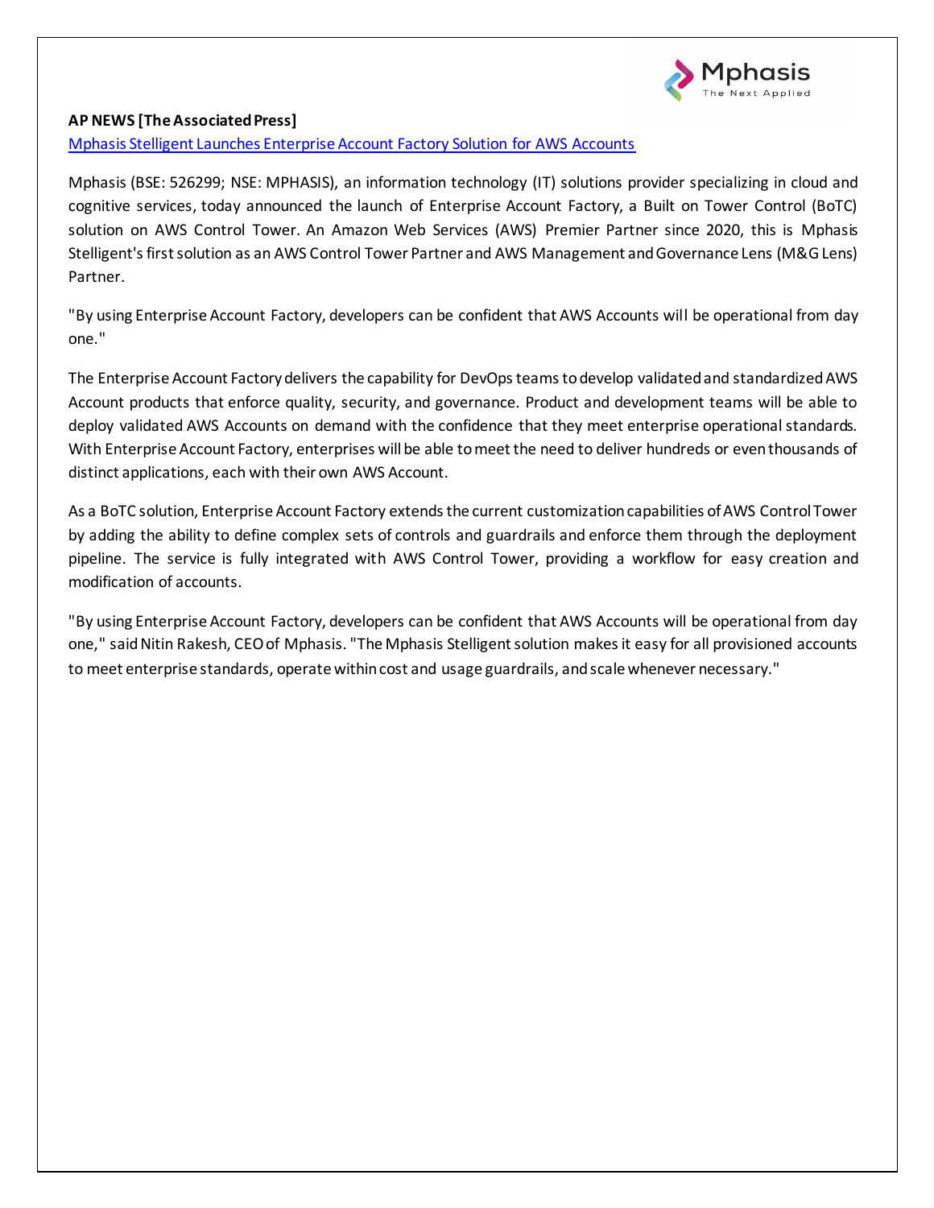**AP NEWS [The Associated Press]**

Mphasis Stelligent Launches Enterprise Account Factory Solution for AWS Accounts

Mphasis (BSE: 526299; NSE: MPHASIS), an information technology (IT) solutions provider specializing in cloud and cognitive services, today announced the launch of Enterprise Account Factory, a Built on Tower Control (BoTC) solution on AWS Control Tower. An Amazon Web Services (AWS) Premier Partner since 2020, this is Mphasis Stelligent's first solution as an AWS Control Tower Partner and AWS Management and Governance Lens (M&G Lens) Partner.

"By using Enterprise Account Factory, developers can be confident that AWS Accounts will be operational from day one."

The Enterprise Account Factory delivers the capability for DevOps teams to develop validated and standardized AWS Account products that enforce quality, security, and governance. Product and development teams will be able to deploy validated AWS Accounts on demand with the confidence that they meet enterprise operational standards. With Enterprise Account Factory, enterprises will be able to meet the need to deliver hundreds or even thousands of distinct applications, each with their own AWS Account.

As a BoTC solution, Enterprise Account Factory extends the current customization capabilities of AWS Control Tower by adding the ability to define complex sets of controls and guardrails and enforce them through the deployment pipeline. The service is fully integrated with AWS Control Tower, providing a workflow for easy creation and modification of accounts.

"By using Enterprise Account Factory, developers can be confident that AWS Accounts will be operational from day one," said Nitin Rakesh, CEO of Mphasis. "The Mphasis Stelligent solution makes it easy for all provisioned accounts to meet enterprise standards, operate within cost and usage guardrails, and scale whenever necessary."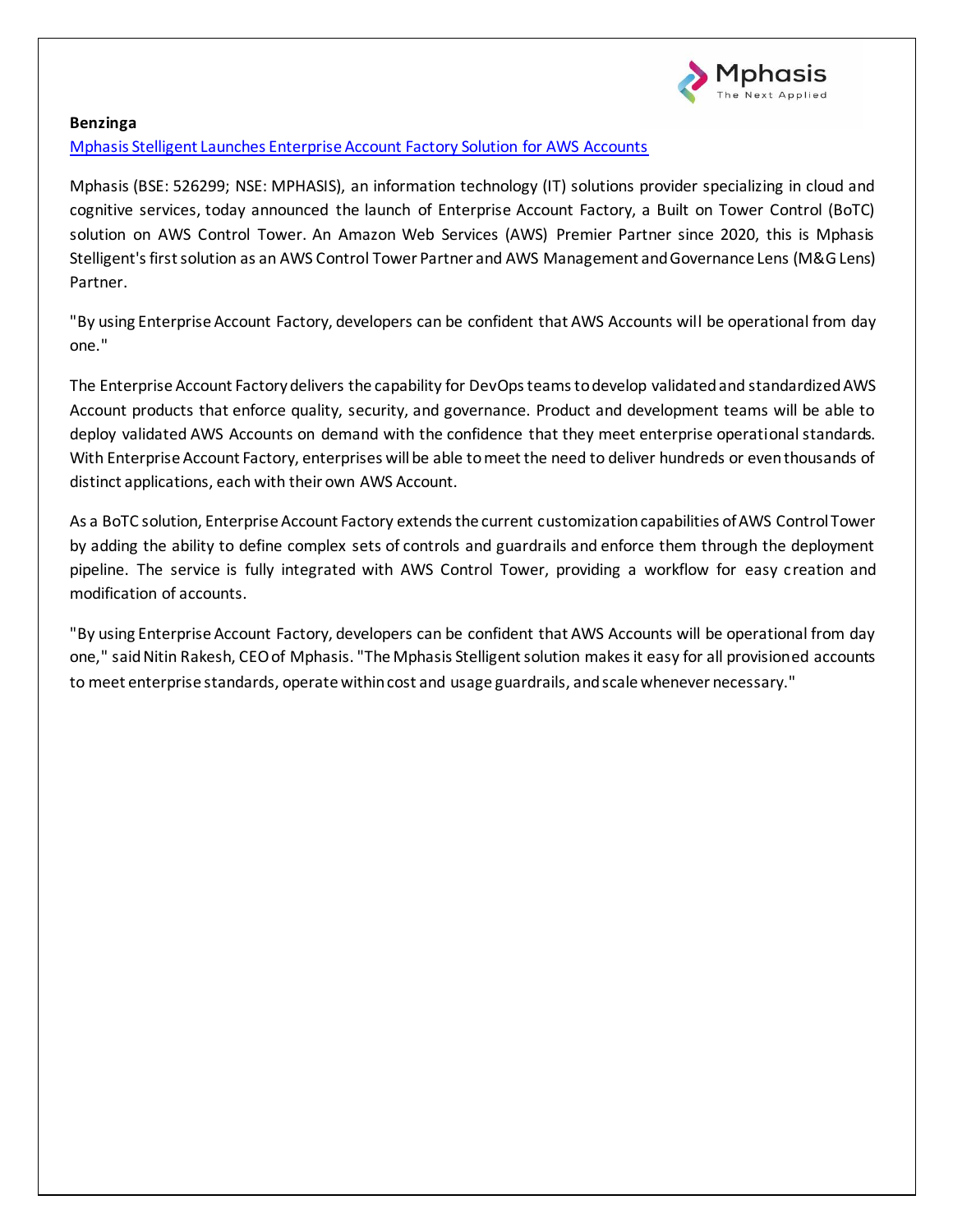**Benzinga**

[Mphasis Stelligent Launches Enterprise Account Factory Solution for AWS Accounts]()

Mphasis (BSE: 526299; NSE: MPHASIS), an information technology (IT) solutions provider specializing in cloud and cognitive services, today announced the launch of Enterprise Account Factory, a Built on Tower Control (BoTC) solution on AWS Control Tower. An Amazon Web Services (AWS) Premier Partner since 2020, this is Mphasis Stelligent's first solution as an AWS Control Tower Partner and AWS Management and Governance Lens (M&G Lens) Partner.

"By using Enterprise Account Factory, developers can be confident that AWS Accounts will be operational from day one."

The Enterprise Account Factory delivers the capability for DevOps teams to develop validated and standardized AWS Account products that enforce quality, security, and governance. Product and development teams will be able to deploy validated AWS Accounts on demand with the confidence that they meet enterprise operational standards. With Enterprise Account Factory, enterprises will be able to meet the need to deliver hundreds or even thousands of distinct applications, each with their own AWS Account.

As a BoTC solution, Enterprise Account Factory extends the current customization capabilities of AWS Control Tower by adding the ability to define complex sets of controls and guardrails and enforce them through the deployment pipeline. The service is fully integrated with AWS Control Tower, providing a workflow for easy creation and modification of accounts.

"By using Enterprise Account Factory, developers can be confident that AWS Accounts will be operational from day one," said Nitin Rakesh, CEO of Mphasis. "The Mphasis Stelligent solution makes it easy for all provisioned accounts to meet enterprise standards, operate within cost and usage guardrails, and scale whenever necessary."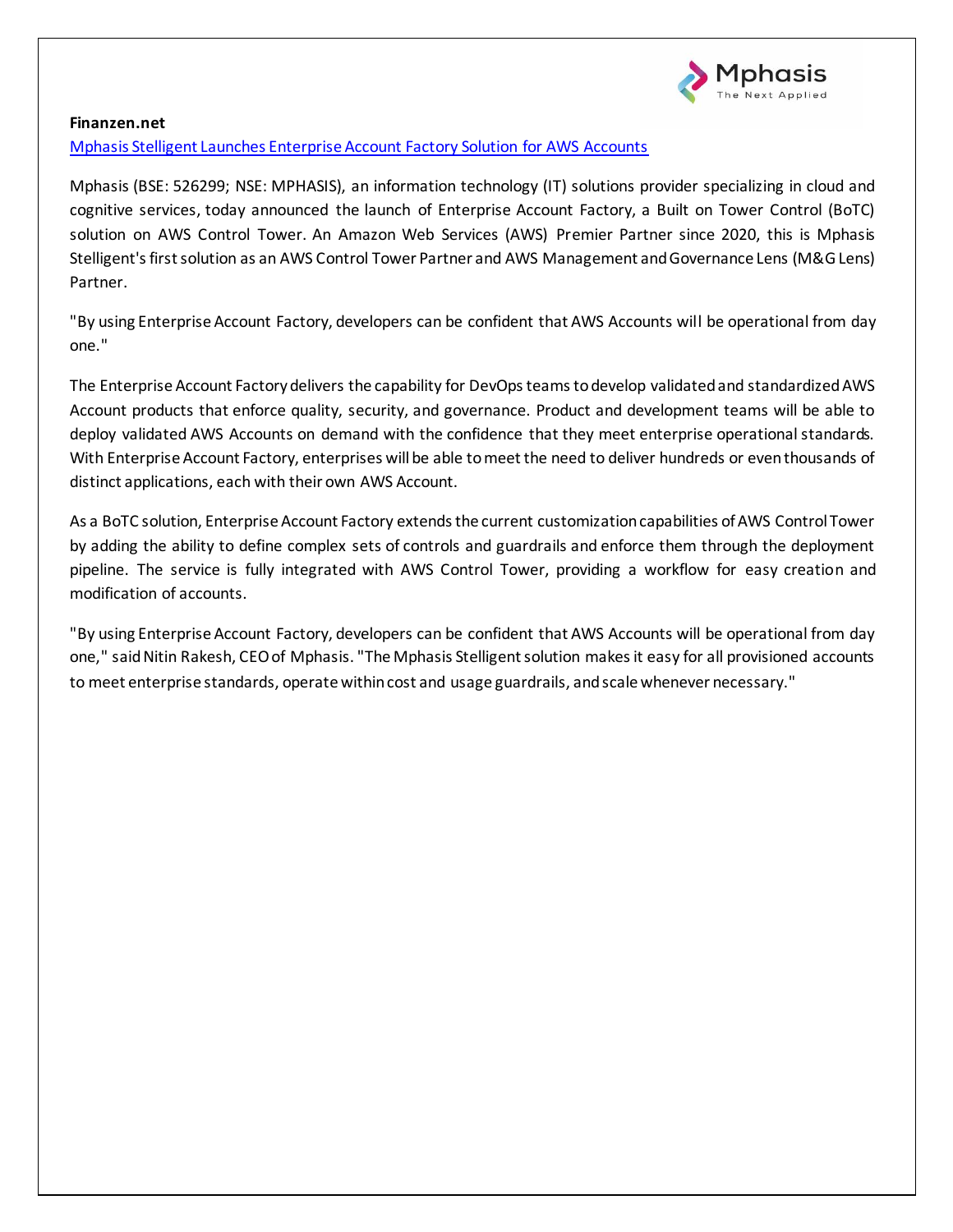**Finanzen.net**

[Mphasis Stelligent Launches Enterprise Account Factory Solution for AWS Accounts]

Mphasis (BSE: 526299; NSE: MPHASIS), an information technology (IT) solutions provider specializing in cloud and cognitive services, today announced the launch of Enterprise Account Factory, a Built on Tower Control (BoTC) solution on AWS Control Tower. An Amazon Web Services (AWS) Premier Partner since 2020, this is Mphasis Stelligent's first solution as an AWS Control Tower Partner and AWS Management and Governance Lens (M&G Lens) Partner.

"By using Enterprise Account Factory, developers can be confident that AWS Accounts will be operational from day one."

The Enterprise Account Factory delivers the capability for DevOps teams to develop validated and standardized AWS Account products that enforce quality, security, and governance. Product and development teams will be able to deploy validated AWS Accounts on demand with the confidence that they meet enterprise operational standards. With Enterprise Account Factory, enterprises will be able to meet the need to deliver hundreds or even thousands of distinct applications, each with their own AWS Account.

As a BoTC solution, Enterprise Account Factory extends the current customization capabilities of AWS Control Tower by adding the ability to define complex sets of controls and guardrails and enforce them through the deployment pipeline. The service is fully integrated with AWS Control Tower, providing a workflow for easy creation and modification of accounts.

"By using Enterprise Account Factory, developers can be confident that AWS Accounts will be operational from day one," said Nitin Rakesh, CEO of Mphasis. "The Mphasis Stelligent solution makes it easy for all provisioned accounts to meet enterprise standards, operate within cost and usage guardrails, and scale whenever necessary."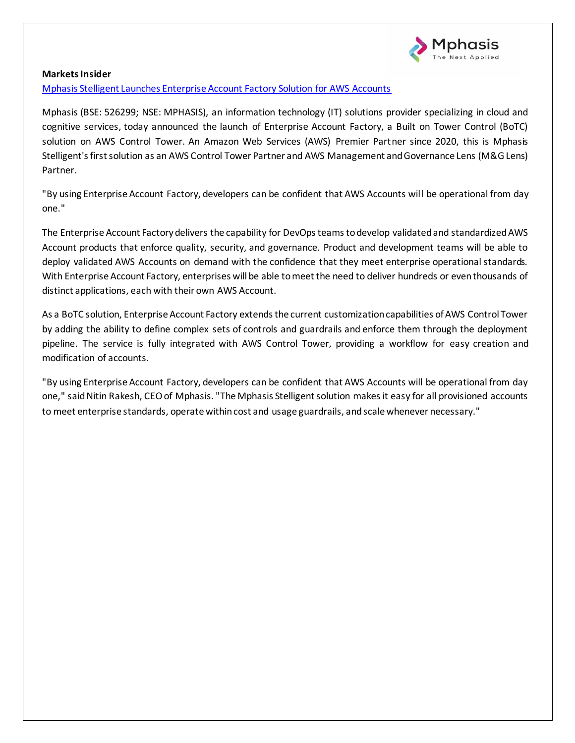**Markets Insider**

[Mphasis Stelligent Launches Enterprise Account Factory Solution for AWS Accounts]()

Mphasis (BSE: 526299; NSE: MPHASIS), an information technology (IT) solutions provider specializing in cloud and cognitive services, today announced the launch of Enterprise Account Factory, a Built on Tower Control (BoTC) solution on AWS Control Tower. An Amazon Web Services (AWS) Premier Partner since 2020, this is Mphasis Stelligent's first solution as an AWS Control Tower Partner and AWS Management and Governance Lens (M&G Lens) Partner.

"By using Enterprise Account Factory, developers can be confident that AWS Accounts will be operational from day one."

The Enterprise Account Factory delivers the capability for DevOps teams to develop validated and standardized AWS Account products that enforce quality, security, and governance. Product and development teams will be able to deploy validated AWS Accounts on demand with the confidence that they meet enterprise operational standards. With Enterprise Account Factory, enterprises will be able to meet the need to deliver hundreds or even thousands of distinct applications, each with their own AWS Account.

As a BoTC solution, Enterprise Account Factory extends the current customization capabilities of AWS Control Tower by adding the ability to define complex sets of controls and guardrails and enforce them through the deployment pipeline. The service is fully integrated with AWS Control Tower, providing a workflow for easy creation and modification of accounts.

"By using Enterprise Account Factory, developers can be confident that AWS Accounts will be operational from day one," said Nitin Rakesh, CEO of Mphasis. "The Mphasis Stelligent solution makes it easy for all provisioned accounts to meet enterprise standards, operate within cost and usage guardrails, and scale whenever necessary."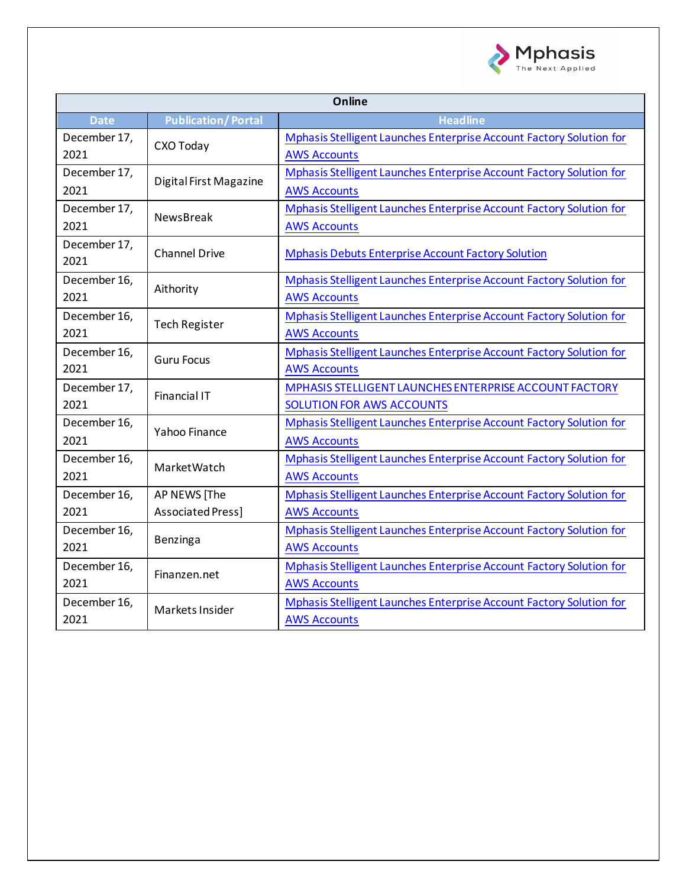| Online | | |
|---|---|---|
| **Date** | **Publication/ Portal** | **Headline** |
| December 17, 2021 | CXO Today | Mphasis Stelligent Launches Enterprise Account Factory Solution for AWS Accounts |
| December 17, 2021 | Digital First Magazine | Mphasis Stelligent Launches Enterprise Account Factory Solution for AWS Accounts |
| December 17, 2021 | NewsBreak | Mphasis Stelligent Launches Enterprise Account Factory Solution for AWS Accounts |
| December 17, 2021 | Channel Drive | Mphasis Debuts Enterprise Account Factory Solution |
| December 16, 2021 | Aithority | Mphasis Stelligent Launches Enterprise Account Factory Solution for AWS Accounts |
| December 16, 2021 | Tech Register | Mphasis Stelligent Launches Enterprise Account Factory Solution for AWS Accounts |
| December 16, 2021 | Guru Focus | Mphasis Stelligent Launches Enterprise Account Factory Solution for AWS Accounts |
| December 17, 2021 | Financial IT | MPHASIS STELLIGENT LAUNCHES ENTERPRISE ACCOUNT FACTORY SOLUTION FOR AWS ACCOUNTS |
| December 16, 2021 | Yahoo Finance | Mphasis Stelligent Launches Enterprise Account Factory Solution for AWS Accounts |
| December 16, 2021 | MarketWatch | Mphasis Stelligent Launches Enterprise Account Factory Solution for AWS Accounts |
| December 16, 2021 | AP NEWS [The Associated Press] | Mphasis Stelligent Launches Enterprise Account Factory Solution for AWS Accounts |
| December 16, 2021 | Benzinga | Mphasis Stelligent Launches Enterprise Account Factory Solution for AWS Accounts |
| December 16, 2021 | Finanzen.net | Mphasis Stelligent Launches Enterprise Account Factory Solution for AWS Accounts |
| December 16, 2021 | Markets Insider | Mphasis Stelligent Launches Enterprise Account Factory Solution for AWS Accounts |